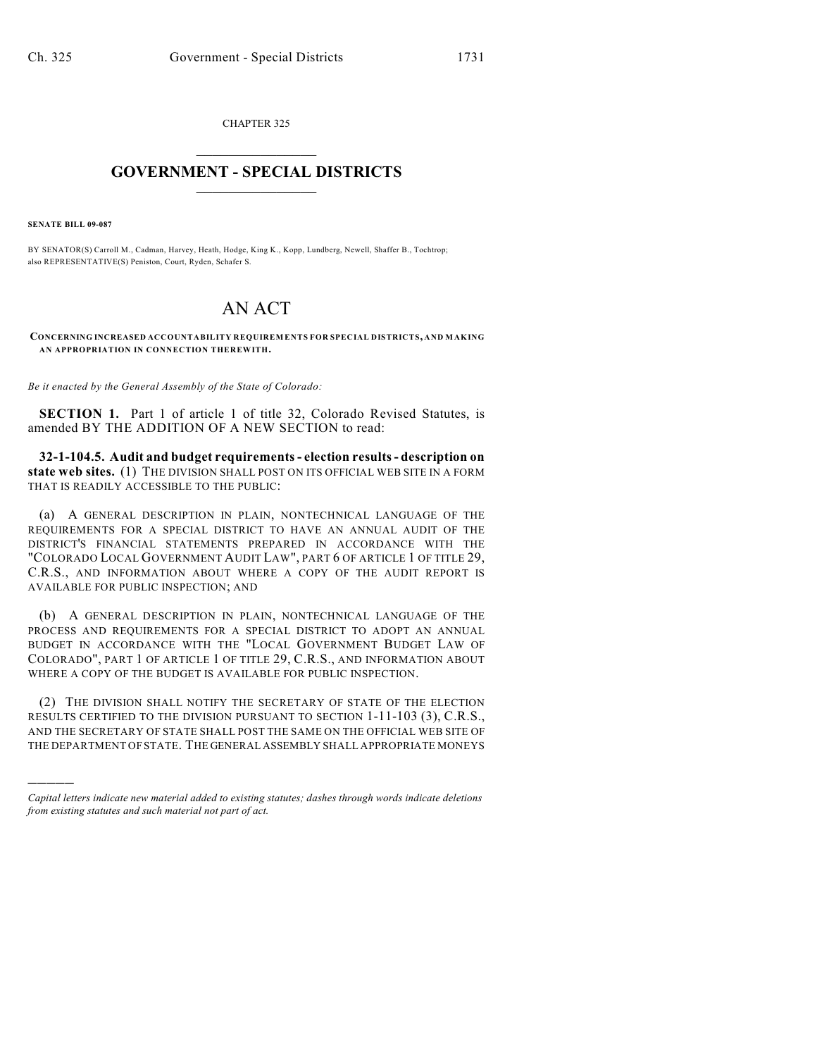CHAPTER 325

# GOVERNMENT - SPECIAL DISTRICTS

**SENATE BILL 09-087**

BY SENATOR(S) Carroll M., Cadman, Harvey, Heath, Hodge, King K., Kopp, Lundberg, Newell, Shaffer B., Tochtrop;
also REPRESENTATIVE(S) Peniston, Court, Ryden, Schafer S.

# AN ACT

**CONCERNING INCREASED ACCOUNTABILITY REQUIREMENTS FOR SPECIAL DISTRICTS, AND MAKING AN APPROPRIATION IN CONNECTION THEREWITH.**

*Be it enacted by the General Assembly of the State of Colorado:*

**SECTION 1.** Part 1 of article 1 of title 32, Colorado Revised Statutes, is amended BY THE ADDITION OF A NEW SECTION to read:

**32-1-104.5. Audit and budget requirements - election results - description on state web sites.** (1) THE DIVISION SHALL POST ON ITS OFFICIAL WEB SITE IN A FORM THAT IS READILY ACCESSIBLE TO THE PUBLIC:

(a) A GENERAL DESCRIPTION IN PLAIN, NONTECHNICAL LANGUAGE OF THE REQUIREMENTS FOR A SPECIAL DISTRICT TO HAVE AN ANNUAL AUDIT OF THE DISTRICT'S FINANCIAL STATEMENTS PREPARED IN ACCORDANCE WITH THE "COLORADO LOCAL GOVERNMENT AUDIT LAW", PART 6 OF ARTICLE 1 OF TITLE 29, C.R.S., AND INFORMATION ABOUT WHERE A COPY OF THE AUDIT REPORT IS AVAILABLE FOR PUBLIC INSPECTION; AND

(b) A GENERAL DESCRIPTION IN PLAIN, NONTECHNICAL LANGUAGE OF THE PROCESS AND REQUIREMENTS FOR A SPECIAL DISTRICT TO ADOPT AN ANNUAL BUDGET IN ACCORDANCE WITH THE "LOCAL GOVERNMENT BUDGET LAW OF COLORADO", PART 1 OF ARTICLE 1 OF TITLE 29, C.R.S., AND INFORMATION ABOUT WHERE A COPY OF THE BUDGET IS AVAILABLE FOR PUBLIC INSPECTION.

(2) THE DIVISION SHALL NOTIFY THE SECRETARY OF STATE OF THE ELECTION RESULTS CERTIFIED TO THE DIVISION PURSUANT TO SECTION 1-11-103 (3), C.R.S., AND THE SECRETARY OF STATE SHALL POST THE SAME ON THE OFFICIAL WEB SITE OF THE DEPARTMENT OF STATE. THE GENERAL ASSEMBLY SHALL APPROPRIATE MONEYS

---

*Capital letters indicate new material added to existing statutes; dashes through words indicate deletions from existing statutes and such material not part of act.*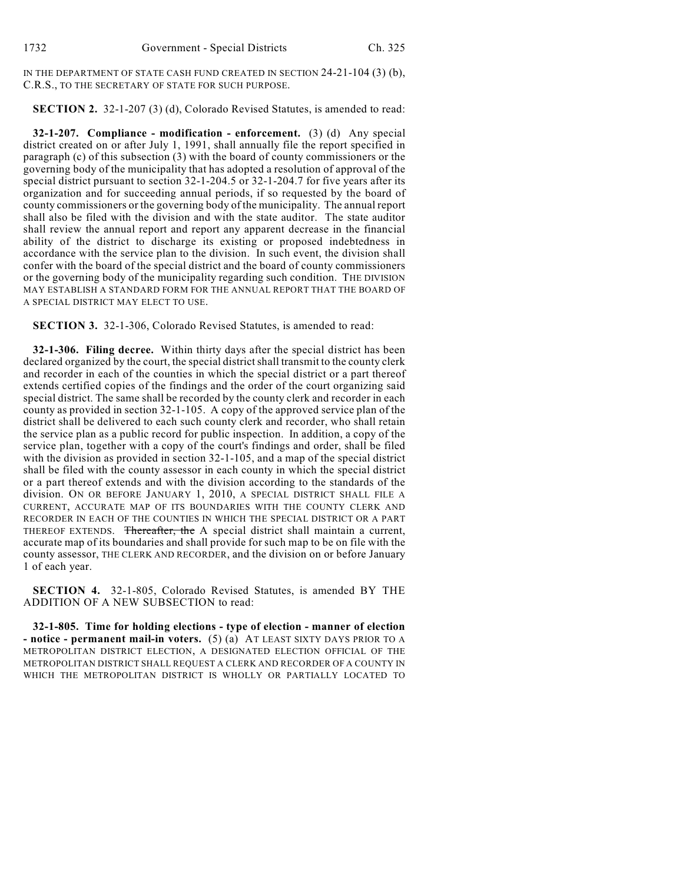IN THE DEPARTMENT OF STATE CASH FUND CREATED IN SECTION 24-21-104 (3) (b), C.R.S., TO THE SECRETARY OF STATE FOR SUCH PURPOSE.

**SECTION 2.** 32-1-207 (3) (d), Colorado Revised Statutes, is amended to read:

**32-1-207. Compliance - modification - enforcement.** (3) (d) Any special district created on or after July 1, 1991, shall annually file the report specified in paragraph (c) of this subsection (3) with the board of county commissioners or the governing body of the municipality that has adopted a resolution of approval of the special district pursuant to section 32-1-204.5 or 32-1-204.7 for five years after its organization and for succeeding annual periods, if so requested by the board of county commissioners or the governing body of the municipality. The annual report shall also be filed with the division and with the state auditor. The state auditor shall review the annual report and report any apparent decrease in the financial ability of the district to discharge its existing or proposed indebtedness in accordance with the service plan to the division. In such event, the division shall confer with the board of the special district and the board of county commissioners or the governing body of the municipality regarding such condition. THE DIVISION MAY ESTABLISH A STANDARD FORM FOR THE ANNUAL REPORT THAT THE BOARD OF A SPECIAL DISTRICT MAY ELECT TO USE.

**SECTION 3.** 32-1-306, Colorado Revised Statutes, is amended to read:

**32-1-306. Filing decree.** Within thirty days after the special district has been declared organized by the court, the special district shall transmit to the county clerk and recorder in each of the counties in which the special district or a part thereof extends certified copies of the findings and the order of the court organizing said special district. The same shall be recorded by the county clerk and recorder in each county as provided in section 32-1-105. A copy of the approved service plan of the district shall be delivered to each such county clerk and recorder, who shall retain the service plan as a public record for public inspection. In addition, a copy of the service plan, together with a copy of the court's findings and order, shall be filed with the division as provided in section 32-1-105, and a map of the special district shall be filed with the county assessor in each county in which the special district or a part thereof extends and with the division according to the standards of the division. ON OR BEFORE JANUARY 1, 2010, A SPECIAL DISTRICT SHALL FILE A CURRENT, ACCURATE MAP OF ITS BOUNDARIES WITH THE COUNTY CLERK AND RECORDER IN EACH OF THE COUNTIES IN WHICH THE SPECIAL DISTRICT OR A PART THEREOF EXTENDS. ~~Thereafter, the~~ A special district shall maintain a current, accurate map of its boundaries and shall provide for such map to be on file with the county assessor, THE CLERK AND RECORDER, and the division on or before January 1 of each year.

**SECTION 4.** 32-1-805, Colorado Revised Statutes, is amended BY THE ADDITION OF A NEW SUBSECTION to read:

**32-1-805. Time for holding elections - type of election - manner of election - notice - permanent mail-in voters.** (5) (a) AT LEAST SIXTY DAYS PRIOR TO A METROPOLITAN DISTRICT ELECTION, A DESIGNATED ELECTION OFFICIAL OF THE METROPOLITAN DISTRICT SHALL REQUEST A CLERK AND RECORDER OF A COUNTY IN WHICH THE METROPOLITAN DISTRICT IS WHOLLY OR PARTIALLY LOCATED TO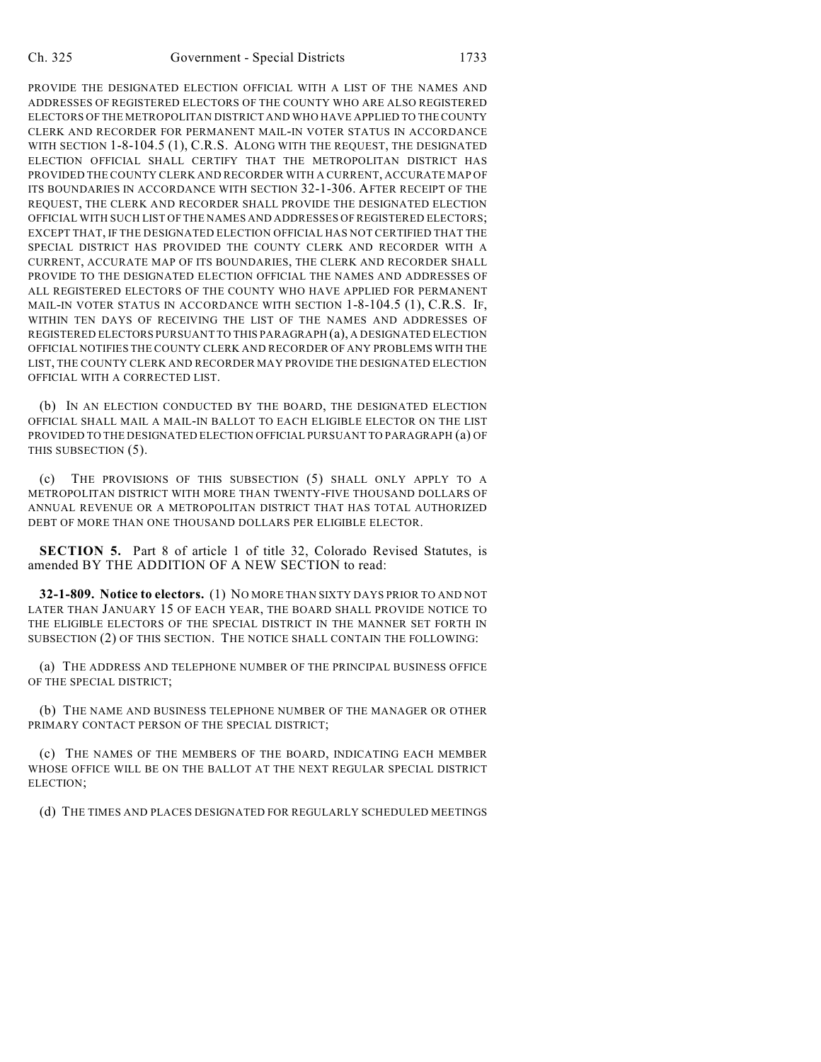PROVIDE THE DESIGNATED ELECTION OFFICIAL WITH A LIST OF THE NAMES AND ADDRESSES OF REGISTERED ELECTORS OF THE COUNTY WHO ARE ALSO REGISTERED ELECTORS OF THE METROPOLITAN DISTRICT AND WHO HAVE APPLIED TO THE COUNTY CLERK AND RECORDER FOR PERMANENT MAIL-IN VOTER STATUS IN ACCORDANCE WITH SECTION 1-8-104.5 (1), C.R.S. ALONG WITH THE REQUEST, THE DESIGNATED ELECTION OFFICIAL SHALL CERTIFY THAT THE METROPOLITAN DISTRICT HAS PROVIDED THE COUNTY CLERK AND RECORDER WITH A CURRENT, ACCURATE MAP OF ITS BOUNDARIES IN ACCORDANCE WITH SECTION 32-1-306. AFTER RECEIPT OF THE REQUEST, THE CLERK AND RECORDER SHALL PROVIDE THE DESIGNATED ELECTION OFFICIAL WITH SUCH LIST OF THE NAMES AND ADDRESSES OF REGISTERED ELECTORS; EXCEPT THAT, IF THE DESIGNATED ELECTION OFFICIAL HAS NOT CERTIFIED THAT THE SPECIAL DISTRICT HAS PROVIDED THE COUNTY CLERK AND RECORDER WITH A CURRENT, ACCURATE MAP OF ITS BOUNDARIES, THE CLERK AND RECORDER SHALL PROVIDE TO THE DESIGNATED ELECTION OFFICIAL THE NAMES AND ADDRESSES OF ALL REGISTERED ELECTORS OF THE COUNTY WHO HAVE APPLIED FOR PERMANENT MAIL-IN VOTER STATUS IN ACCORDANCE WITH SECTION 1-8-104.5 (1), C.R.S. IF, WITHIN TEN DAYS OF RECEIVING THE LIST OF THE NAMES AND ADDRESSES OF REGISTERED ELECTORS PURSUANT TO THIS PARAGRAPH (a), A DESIGNATED ELECTION OFFICIAL NOTIFIES THE COUNTY CLERK AND RECORDER OF ANY PROBLEMS WITH THE LIST, THE COUNTY CLERK AND RECORDER MAY PROVIDE THE DESIGNATED ELECTION OFFICIAL WITH A CORRECTED LIST.

(b) IN AN ELECTION CONDUCTED BY THE BOARD, THE DESIGNATED ELECTION OFFICIAL SHALL MAIL A MAIL-IN BALLOT TO EACH ELIGIBLE ELECTOR ON THE LIST PROVIDED TO THE DESIGNATED ELECTION OFFICIAL PURSUANT TO PARAGRAPH (a) OF THIS SUBSECTION (5).

(c) THE PROVISIONS OF THIS SUBSECTION (5) SHALL ONLY APPLY TO A METROPOLITAN DISTRICT WITH MORE THAN TWENTY-FIVE THOUSAND DOLLARS OF ANNUAL REVENUE OR A METROPOLITAN DISTRICT THAT HAS TOTAL AUTHORIZED DEBT OF MORE THAN ONE THOUSAND DOLLARS PER ELIGIBLE ELECTOR.

**SECTION 5.** Part 8 of article 1 of title 32, Colorado Revised Statutes, is amended BY THE ADDITION OF A NEW SECTION to read:

**32-1-809. Notice to electors.** (1) NO MORE THAN SIXTY DAYS PRIOR TO AND NOT LATER THAN JANUARY 15 OF EACH YEAR, THE BOARD SHALL PROVIDE NOTICE TO THE ELIGIBLE ELECTORS OF THE SPECIAL DISTRICT IN THE MANNER SET FORTH IN SUBSECTION (2) OF THIS SECTION. THE NOTICE SHALL CONTAIN THE FOLLOWING:

(a) THE ADDRESS AND TELEPHONE NUMBER OF THE PRINCIPAL BUSINESS OFFICE OF THE SPECIAL DISTRICT;

(b) THE NAME AND BUSINESS TELEPHONE NUMBER OF THE MANAGER OR OTHER PRIMARY CONTACT PERSON OF THE SPECIAL DISTRICT;

(c) THE NAMES OF THE MEMBERS OF THE BOARD, INDICATING EACH MEMBER WHOSE OFFICE WILL BE ON THE BALLOT AT THE NEXT REGULAR SPECIAL DISTRICT ELECTION;

(d) THE TIMES AND PLACES DESIGNATED FOR REGULARLY SCHEDULED MEETINGS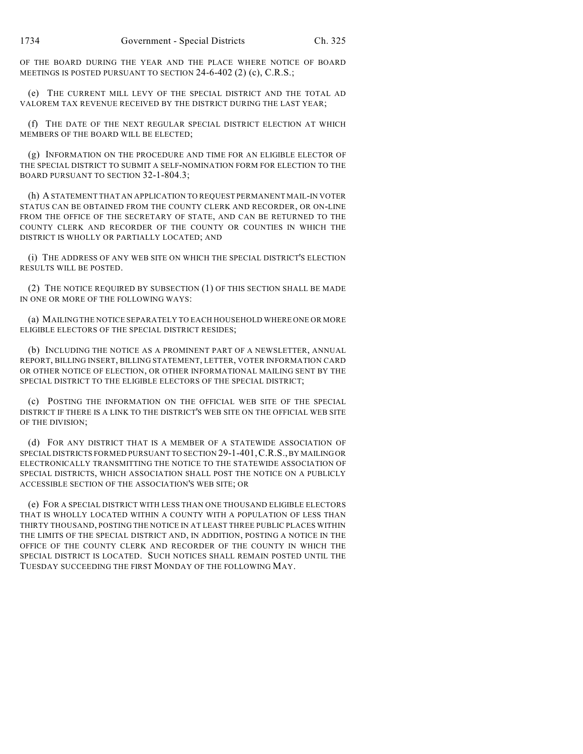OF THE BOARD DURING THE YEAR AND THE PLACE WHERE NOTICE OF BOARD MEETINGS IS POSTED PURSUANT TO SECTION 24-6-402 (2) (c), C.R.S.;

(e) THE CURRENT MILL LEVY OF THE SPECIAL DISTRICT AND THE TOTAL AD VALOREM TAX REVENUE RECEIVED BY THE DISTRICT DURING THE LAST YEAR;

(f) THE DATE OF THE NEXT REGULAR SPECIAL DISTRICT ELECTION AT WHICH MEMBERS OF THE BOARD WILL BE ELECTED;

(g) INFORMATION ON THE PROCEDURE AND TIME FOR AN ELIGIBLE ELECTOR OF THE SPECIAL DISTRICT TO SUBMIT A SELF-NOMINATION FORM FOR ELECTION TO THE BOARD PURSUANT TO SECTION 32-1-804.3;

(h) A STATEMENT THAT AN APPLICATION TO REQUEST PERMANENT MAIL-IN VOTER STATUS CAN BE OBTAINED FROM THE COUNTY CLERK AND RECORDER, OR ON-LINE FROM THE OFFICE OF THE SECRETARY OF STATE, AND CAN BE RETURNED TO THE COUNTY CLERK AND RECORDER OF THE COUNTY OR COUNTIES IN WHICH THE DISTRICT IS WHOLLY OR PARTIALLY LOCATED; AND

(i) THE ADDRESS OF ANY WEB SITE ON WHICH THE SPECIAL DISTRICT'S ELECTION RESULTS WILL BE POSTED.

(2) THE NOTICE REQUIRED BY SUBSECTION (1) OF THIS SECTION SHALL BE MADE IN ONE OR MORE OF THE FOLLOWING WAYS:

(a) MAILING THE NOTICE SEPARATELY TO EACH HOUSEHOLD WHERE ONE OR MORE ELIGIBLE ELECTORS OF THE SPECIAL DISTRICT RESIDES;

(b) INCLUDING THE NOTICE AS A PROMINENT PART OF A NEWSLETTER, ANNUAL REPORT, BILLING INSERT, BILLING STATEMENT, LETTER, VOTER INFORMATION CARD OR OTHER NOTICE OF ELECTION, OR OTHER INFORMATIONAL MAILING SENT BY THE SPECIAL DISTRICT TO THE ELIGIBLE ELECTORS OF THE SPECIAL DISTRICT;

(c) POSTING THE INFORMATION ON THE OFFICIAL WEB SITE OF THE SPECIAL DISTRICT IF THERE IS A LINK TO THE DISTRICT'S WEB SITE ON THE OFFICIAL WEB SITE OF THE DIVISION;

(d) FOR ANY DISTRICT THAT IS A MEMBER OF A STATEWIDE ASSOCIATION OF SPECIAL DISTRICTS FORMED PURSUANT TO SECTION 29-1-401, C.R.S., BY MAILING OR ELECTRONICALLY TRANSMITTING THE NOTICE TO THE STATEWIDE ASSOCIATION OF SPECIAL DISTRICTS, WHICH ASSOCIATION SHALL POST THE NOTICE ON A PUBLICLY ACCESSIBLE SECTION OF THE ASSOCIATION'S WEB SITE; OR

(e) FOR A SPECIAL DISTRICT WITH LESS THAN ONE THOUSAND ELIGIBLE ELECTORS THAT IS WHOLLY LOCATED WITHIN A COUNTY WITH A POPULATION OF LESS THAN THIRTY THOUSAND, POSTING THE NOTICE IN AT LEAST THREE PUBLIC PLACES WITHIN THE LIMITS OF THE SPECIAL DISTRICT AND, IN ADDITION, POSTING A NOTICE IN THE OFFICE OF THE COUNTY CLERK AND RECORDER OF THE COUNTY IN WHICH THE SPECIAL DISTRICT IS LOCATED. SUCH NOTICES SHALL REMAIN POSTED UNTIL THE TUESDAY SUCCEEDING THE FIRST MONDAY OF THE FOLLOWING MAY.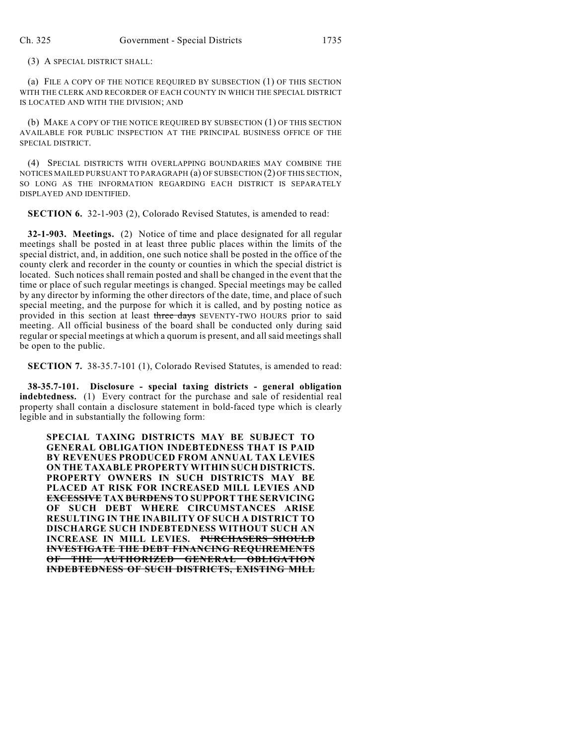(3) A SPECIAL DISTRICT SHALL:

(a) FILE A COPY OF THE NOTICE REQUIRED BY SUBSECTION (1) OF THIS SECTION WITH THE CLERK AND RECORDER OF EACH COUNTY IN WHICH THE SPECIAL DISTRICT IS LOCATED AND WITH THE DIVISION; AND

(b) MAKE A COPY OF THE NOTICE REQUIRED BY SUBSECTION (1) OF THIS SECTION AVAILABLE FOR PUBLIC INSPECTION AT THE PRINCIPAL BUSINESS OFFICE OF THE SPECIAL DISTRICT.

(4) SPECIAL DISTRICTS WITH OVERLAPPING BOUNDARIES MAY COMBINE THE NOTICES MAILED PURSUANT TO PARAGRAPH (a) OF SUBSECTION (2) OF THIS SECTION, SO LONG AS THE INFORMATION REGARDING EACH DISTRICT IS SEPARATELY DISPLAYED AND IDENTIFIED.

**SECTION 6.** 32-1-903 (2), Colorado Revised Statutes, is amended to read:

**32-1-903. Meetings.** (2) Notice of time and place designated for all regular meetings shall be posted in at least three public places within the limits of the special district, and, in addition, one such notice shall be posted in the office of the county clerk and recorder in the county or counties in which the special district is located. Such notices shall remain posted and shall be changed in the event that the time or place of such regular meetings is changed. Special meetings may be called by any director by informing the other directors of the date, time, and place of such special meeting, and the purpose for which it is called, and by posting notice as provided in this section at least ~~three days~~ SEVENTY-TWO HOURS prior to said meeting. All official business of the board shall be conducted only during said regular or special meetings at which a quorum is present, and all said meetings shall be open to the public.

**SECTION 7.** 38-35.7-101 (1), Colorado Revised Statutes, is amended to read:

**38-35.7-101. Disclosure - special taxing districts - general obligation indebtedness.** (1) Every contract for the purchase and sale of residential real property shall contain a disclosure statement in bold-faced type which is clearly legible and in substantially the following form:

**SPECIAL TAXING DISTRICTS MAY BE SUBJECT TO GENERAL OBLIGATION INDEBTEDNESS THAT IS PAID BY REVENUES PRODUCED FROM ANNUAL TAX LEVIES ON THE TAXABLE PROPERTY WITHIN SUCH DISTRICTS. PROPERTY OWNERS IN SUCH DISTRICTS MAY BE PLACED AT RISK FOR INCREASED MILL LEVIES AND ~~EXCESSIVE~~ TAX ~~BURDENS~~ TO SUPPORT THE SERVICING OF SUCH DEBT WHERE CIRCUMSTANCES ARISE RESULTING IN THE INABILITY OF SUCH A DISTRICT TO DISCHARGE SUCH INDEBTEDNESS WITHOUT SUCH AN INCREASE IN MILL LEVIES. ~~PURCHASERS SHOULD INVESTIGATE THE DEBT FINANCING REQUIREMENTS OF THE AUTHORIZED GENERAL OBLIGATION INDEBTEDNESS OF SUCH DISTRICTS, EXISTING MILL~~**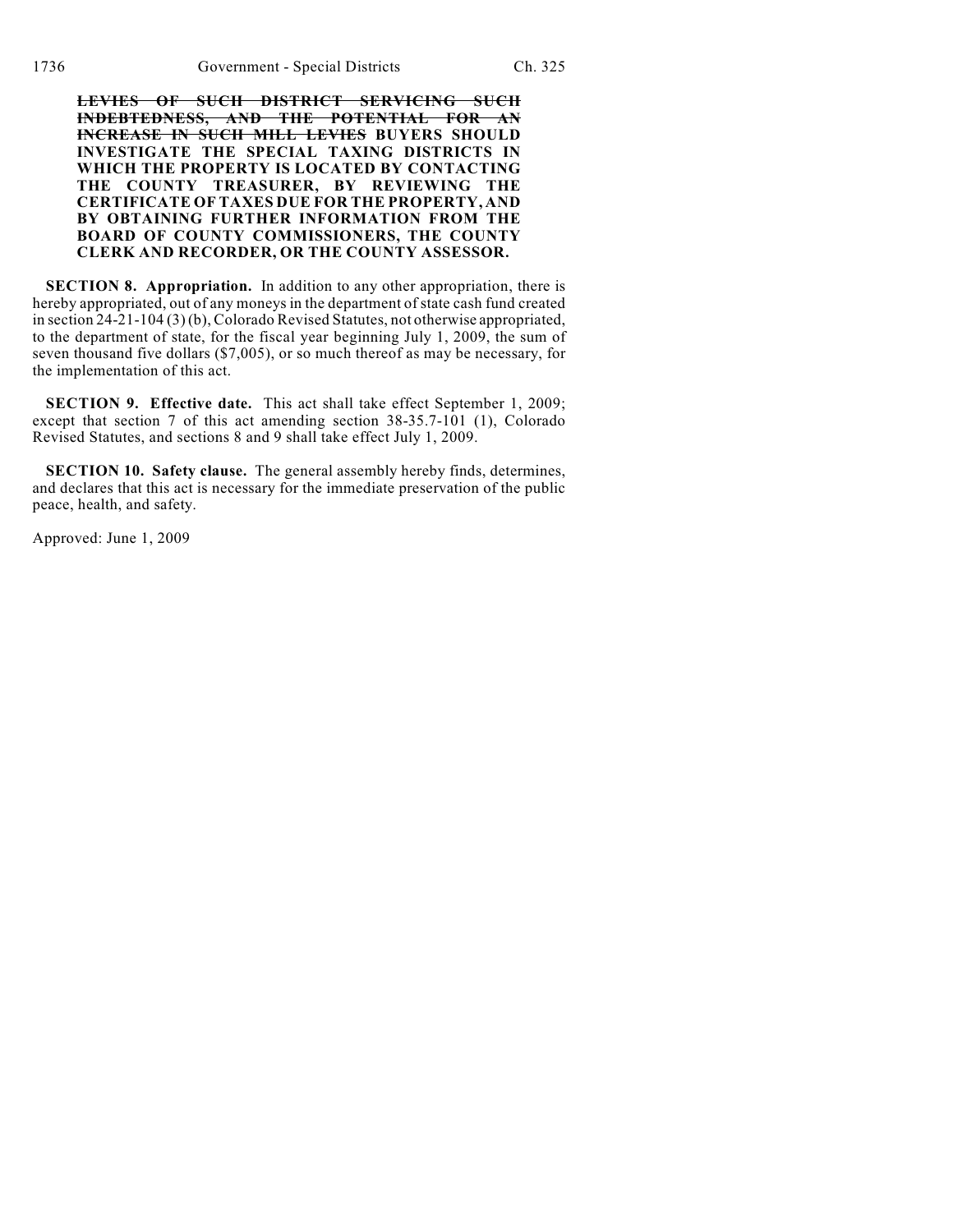~~LEVIES OF SUCH DISTRICT SERVICING SUCH INDEBTEDNESS, AND THE POTENTIAL FOR AN INCREASE IN SUCH MILL LEVIES~~ **BUYERS SHOULD INVESTIGATE THE SPECIAL TAXING DISTRICTS IN WHICH THE PROPERTY IS LOCATED BY CONTACTING THE COUNTY TREASURER, BY REVIEWING THE CERTIFICATE OF TAXES DUE FOR THE PROPERTY, AND BY OBTAINING FURTHER INFORMATION FROM THE BOARD OF COUNTY COMMISSIONERS, THE COUNTY CLERK AND RECORDER, OR THE COUNTY ASSESSOR.**

**SECTION 8. Appropriation.** In addition to any other appropriation, there is hereby appropriated, out of any moneys in the department of state cash fund created in section 24-21-104 (3) (b), Colorado Revised Statutes, not otherwise appropriated, to the department of state, for the fiscal year beginning July 1, 2009, the sum of seven thousand five dollars ($7,005), or so much thereof as may be necessary, for the implementation of this act.

**SECTION 9. Effective date.** This act shall take effect September 1, 2009; except that section 7 of this act amending section 38-35.7-101 (1), Colorado Revised Statutes, and sections 8 and 9 shall take effect July 1, 2009.

**SECTION 10. Safety clause.** The general assembly hereby finds, determines, and declares that this act is necessary for the immediate preservation of the public peace, health, and safety.

Approved: June 1, 2009